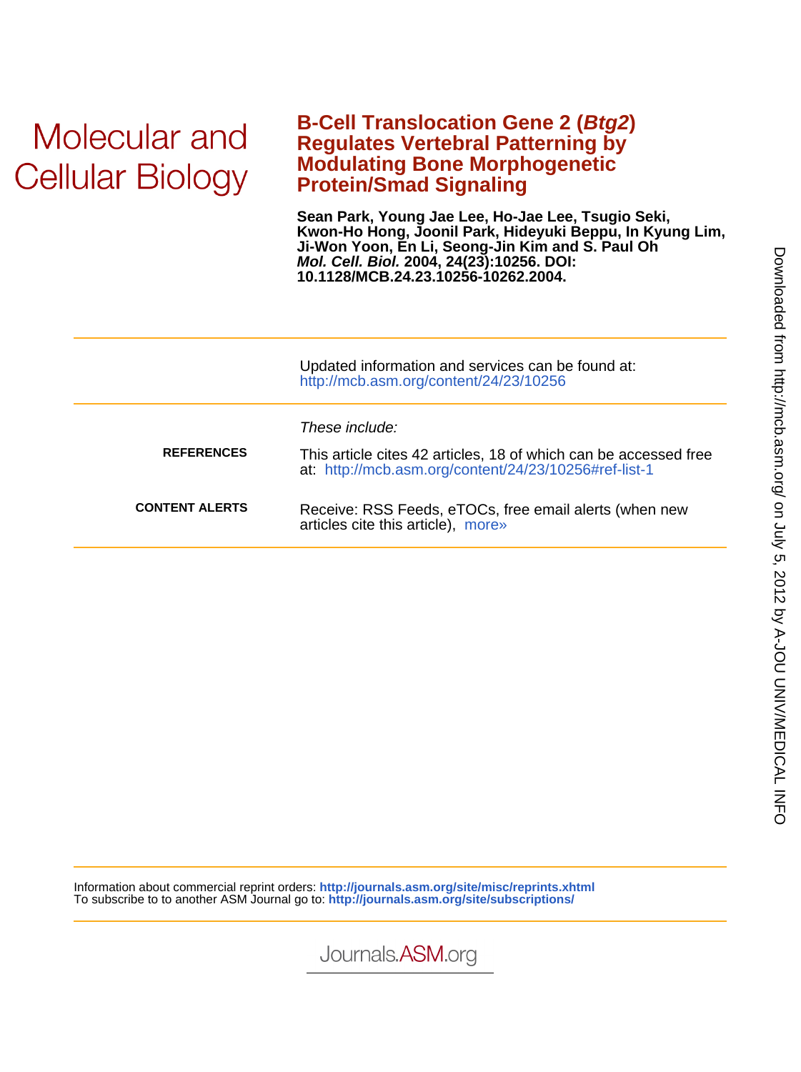Molecular and Cellular Biology

# B-Cell Translocation Gene 2 (*Btg2*) Regulates Vertebral Patterning by Modulating Bone Morphogenetic Protein/Smad Signaling

**Sean Park, Young Jae Lee, Ho-Jae Lee, Tsugio Seki, Kwon-Ho Hong, Joonil Park, Hideyuki Beppu, In Kyung Lim, Ji-Won Yoon, En Li, Seong-Jin Kim and S. Paul Oh**
***Mol. Cell. Biol.*** **2004, 24(23):10256. DOI: 10.1128/MCB.24.23.10256-10262.2004.**

Updated information and services can be found at:
http://mcb.asm.org/content/24/23/10256

*These include:*

**REFERENCES** This article cites 42 articles, 18 of which can be accessed free at: http://mcb.asm.org/content/24/23/10256#ref-list-1

**CONTENT ALERTS** Receive: RSS Feeds, eTOCs, free email alerts (when new articles cite this article), more»

Information about commercial reprint orders: **http://journals.asm.org/site/misc/reprints.xhtml**
To subscribe to to another ASM Journal go to: **http://journals.asm.org/site/subscriptions/**

Journals.ASM.org

Downloaded from http://mcb.asm.org/ on July 5, 2012 by A-JOU UNIV/MEDICAL INFO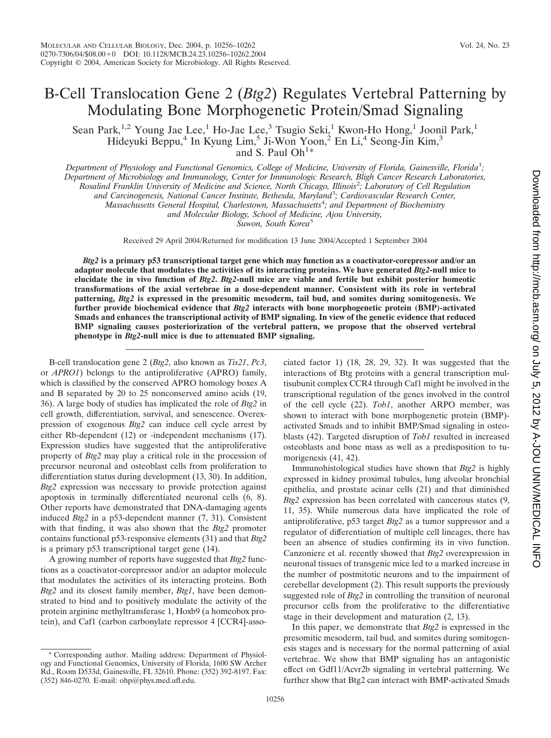B-Cell Translocation Gene 2 (*Btg2*) Regulates Vertebral Patterning by Modulating Bone Morphogenetic Protein/Smad Signaling

Sean Park,[1,2] Young Jae Lee,[1] Ho-Jae Lee,[3] Tsugio Seki,[1] Kwon-Ho Hong,[1] Joonil Park,[1] Hideyuki Beppu,[4] In Kyung Lim,[5] Ji-Won Yoon,[2] En Li,[4] Seong-Jin Kim,[3] and S. Paul Oh[1]*

*Department of Physiology and Functional Genomics, College of Medicine, University of Florida, Gainesville, Florida*[1]; *Department of Microbiology and Immunology, Center for Immunologic Research, Bligh Cancer Research Laboratories, Rosalind Franklin University of Medicine and Science, North Chicago, Illinois*[2]; *Laboratory of Cell Regulation and Carcinogenesis, National Cancer Institute, Bethesda, Maryland*[3]; *Cardiovascular Research Center, Massachusetts General Hospital, Charlestown, Massachusetts*[4]; *and Department of Biochemistry and Molecular Biology, School of Medicine, Ajou University, Suwon, South Korea*[5]

Received 29 April 2004/Returned for modification 13 June 2004/Accepted 1 September 2004

***Btg2* is a primary p53 transcriptional target gene which may function as a coactivator-corepressor and/or an adaptor molecule that modulates the activities of its interacting proteins. We have generated *Btg2*-null mice to elucidate the in vivo function of *Btg2*. *Btg2*-null mice are viable and fertile but exhibit posterior homeotic transformations of the axial vertebrae in a dose-dependent manner. Consistent with its role in vertebral patterning, *Btg2* is expressed in the presomitic mesoderm, tail bud, and somites during somitogenesis. We further provide biochemical evidence that *Btg2* interacts with bone morphogenetic protein (BMP)-activated Smads and enhances the transcriptional activity of BMP signaling. In view of the genetic evidence that reduced BMP signaling causes posteriorization of the vertebral pattern, we propose that the observed vertebral phenotype in *Btg2*-null mice is due to attenuated BMP signaling.**

B-cell translocation gene 2 (*Btg2*, also known as *Tis21*, *Pc3*, or *APRO1*) belongs to the antiproliferative (APRO) family, which is classified by the conserved APRO homology boxes A and B separated by 20 to 25 nonconserved amino acids (19, 36). A large body of studies has implicated the role of *Btg2* in cell growth, differentiation, survival, and senescence. Overexpression of exogenous *Btg2* can induce cell cycle arrest by either Rb-dependent (12) or -independent mechanisms (17). Expression studies have suggested that the antiproliferative property of *Btg2* may play a critical role in the procession of precursor neuronal and osteoblast cells from proliferation to differentiation status during development (13, 30). In addition, *Btg2* expression was necessary to provide protection against apoptosis in terminally differentiated neuronal cells (6, 8). Other reports have demonstrated that DNA-damaging agents induced *Btg2* in a p53-dependent manner (7, 31). Consistent with that finding, it was also shown that the *Btg2* promoter contains functional p53-responsive elements (31) and that *Btg2* is a primary p53 transcriptional target gene (14).

A growing number of reports have suggested that *Btg2* functions as a coactivator-corepressor and/or an adaptor molecule that modulates the activities of its interacting proteins. Both *Btg2* and its closest family member, *Btg1*, have been demonstrated to bind and to positively modulate the activity of the protein arginine methyltransferase 1, Hoxb9 (a homeobox protein), and Caf1 (carbon carbonylate repressor 4 [CCR4]-associated factor 1) (18, 28, 29, 32). It was suggested that the interactions of Btg proteins with a general transcription multisubunit complex CCR4 through Caf1 might be involved in the transcriptional regulation of the genes involved in the control of the cell cycle (22). *Tob1*, another ARPO member, was shown to interact with bone morphogenetic protein (BMP)-activated Smads and to inhibit BMP/Smad signaling in osteoblasts (42). Targeted disruption of *Tob1* resulted in increased osteoblasts and bone mass as well as a predisposition to tumorigenesis (41, 42).

Immunohistological studies have shown that *Btg2* is highly expressed in kidney proximal tubules, lung alveolar bronchial epithelia, and prostate acinar cells (21) and that diminished *Btg2* expression has been correlated with cancerous states (9, 11, 35). While numerous data have implicated the role of antiproliferative, p53 target *Btg2* as a tumor suppressor and a regulator of differentiation of multiple cell lineages, there has been an absence of studies confirming its in vivo function. Canzoniere et al. recently showed that *Btg2* overexpression in neuronal tissues of transgenic mice led to a marked increase in the number of postmitotic neurons and to the impairment of cerebellar development (2). This result supports the previously suggested role of *Btg2* in controlling the transition of neuronal precursor cells from the proliferative to the differentiative stage in their development and maturation (2, 13).

In this paper, we demonstrate that *Btg2* is expressed in the presomitic mesoderm, tail bud, and somites during somitogenesis stages and is necessary for the normal patterning of axial vertebrae. We show that BMP signaling has an antagonistic effect on Gdf11/Acvr2b signaling in vertebral patterning. We further show that Btg2 can interact with BMP-activated Smads

\* Corresponding author. Mailing address: Department of Physiology and Functional Genomics, University of Florida, 1600 SW Archer Rd., Room D533d, Gainesville, FL 32610. Phone: (352) 392-8197. Fax: (352) 846-0270. E-mail: ohp@phys.med.ufl.edu.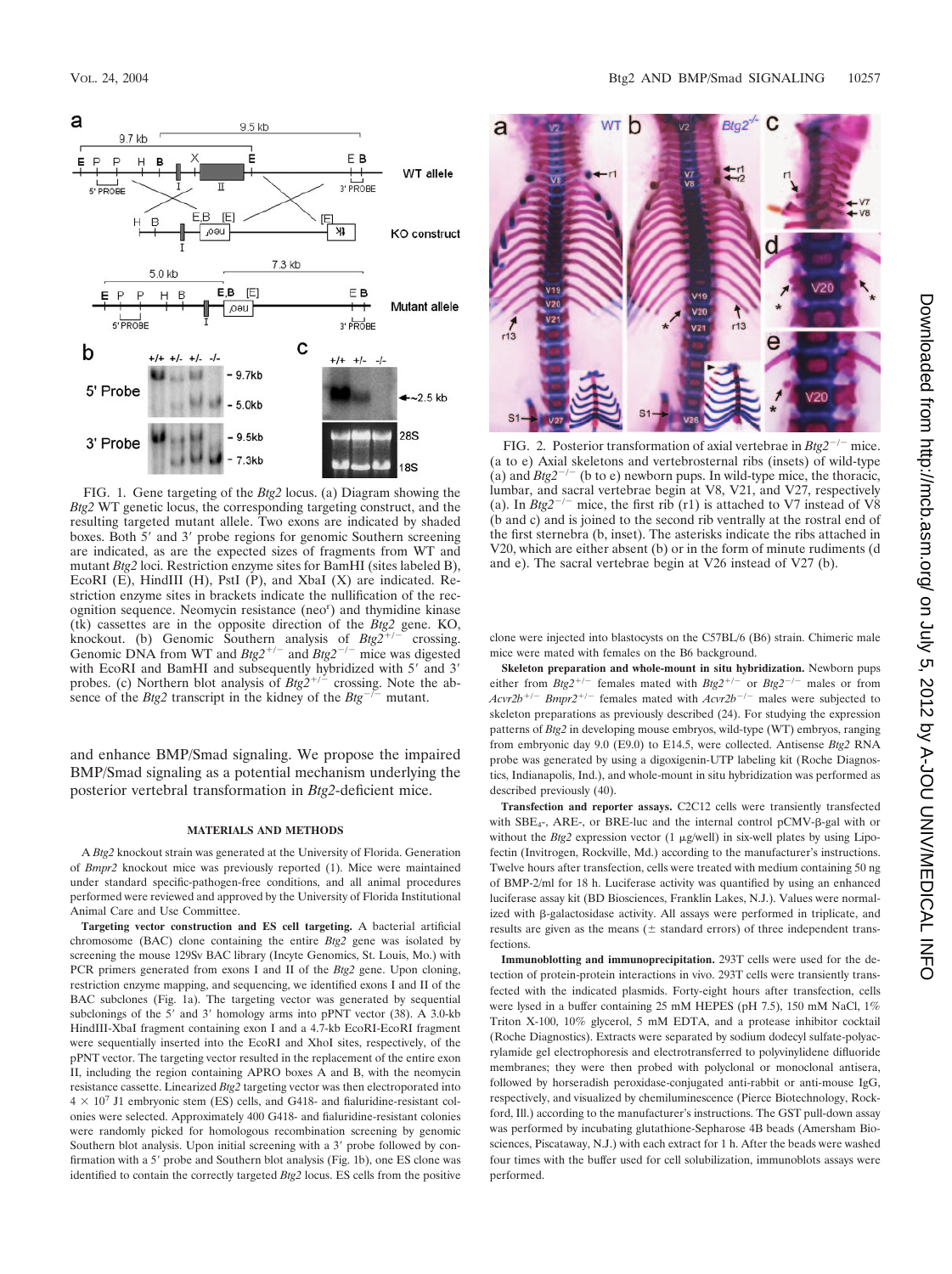FIG. 1. Gene targeting of the *Btg2* locus. (a) Diagram showing the *Btg2* WT genetic locus, the corresponding targeting construct, and the resulting targeted mutant allele. Two exons are indicated by shaded boxes. Both 5′ and 3′ probe regions for genomic Southern screening are indicated, as are the expected sizes of fragments from WT and mutant *Btg2* loci. Restriction enzyme sites for BamHI (sites labeled B), EcoRI (E), HindIII (H), PstI (P), and XbaI (X) are indicated. Restriction enzyme sites in brackets indicate the nullification of the recognition sequence. Neomycin resistance (neo$^r$) and thymidine kinase (tk) cassettes are in the opposite direction of the *Btg2* gene. KO, knockout. (b) Genomic Southern analysis of $Btg2^{+/-}$ crossing. Genomic DNA from WT and $Btg2^{+/-}$ and $Btg2^{-/-}$ mice was digested with EcoRI and BamHI and subsequently hybridized with 5′ and 3′ probes. (c) Northern blot analysis of $Btg2^{+/-}$ crossing. Note the absence of the *Btg2* transcript in the kidney of the $Btg^{-/-}$ mutant.

and enhance BMP/Smad signaling. We propose the impaired BMP/Smad signaling as a potential mechanism underlying the posterior vertebral transformation in *Btg2*-deficient mice.

## MATERIALS AND METHODS

A *Btg2* knockout strain was generated at the University of Florida. Generation of *Bmpr2* knockout mice was previously reported (1). Mice were maintained under standard specific-pathogen-free conditions, and all animal procedures performed were reviewed and approved by the University of Florida Institutional Animal Care and Use Committee.

**Targeting vector construction and ES cell targeting.** A bacterial artificial chromosome (BAC) clone containing the entire *Btg2* gene was isolated by screening the mouse 129Sv BAC library (Incyte Genomics, St. Louis, Mo.) with PCR primers generated from exons I and II of the *Btg2* gene. Upon cloning, restriction enzyme mapping, and sequencing, we identified exons I and II of the BAC subclones (Fig. 1a). The targeting vector was generated by sequential subclonings of the 5′ and 3′ homology arms into pPNT vector (38). A 3.0-kb HindIII-XbaI fragment containing exon I and a 4.7-kb EcoRI-EcoRI fragment were sequentially inserted into the EcoRI and XhoI sites, respectively, of the pPNT vector. The targeting vector resulted in the replacement of the entire exon II, including the region containing APRO boxes A and B, with the neomycin resistance cassette. Linearized *Btg2* targeting vector was then electroporated into $4 \times 10^7$ J1 embryonic stem (ES) cells, and G418- and fialuridine-resistant colonies were selected. Approximately 400 G418- and fialuridine-resistant colonies were randomly picked for homologous recombination screening by genomic Southern blot analysis. Upon initial screening with a 3′ probe followed by confirmation with a 5′ probe and Southern blot analysis (Fig. 1b), one ES clone was identified to contain the correctly targeted *Btg2* locus. ES cells from the positive clone were injected into blastocysts on the C57BL/6 (B6) strain. Chimeric male mice were mated with females on the B6 background.

FIG. 2. Posterior transformation of axial vertebrae in $Btg2^{-/-}$ mice. (a to e) Axial skeletons and vertebrosternal ribs (insets) of wild-type (a) and $Btg2^{-/-}$ (b to e) newborn pups. In wild-type mice, the thoracic, lumbar, and sacral vertebrae begin at V8, V21, and V27, respectively (a). In $Btg2^{-/-}$ mice, the first rib (r1) is attached to V7 instead of V8 (b and c) and is joined to the second rib ventrally at the rostral end of the first sternebra (b, inset). The asterisks indicate the ribs attached in V20, which are either absent (b) or in the form of minute rudiments (d and e). The sacral vertebrae begin at V26 instead of V27 (b).

**Skeleton preparation and whole-mount in situ hybridization.** Newborn pups either from $Btg2^{+/-}$ females mated with $Btg2^{+/-}$ or $Btg2^{-/-}$ males or from $Acvr2b^{+/-}$ $Bmpr2^{+/-}$ females mated with $Acvr2b^{-/-}$ males were subjected to skeleton preparations as previously described (24). For studying the expression patterns of *Btg2* in developing mouse embryos, wild-type (WT) embryos, ranging from embryonic day 9.0 (E9.0) to E14.5, were collected. Antisense *Btg2* RNA probe was generated by using a digoxigenin-UTP labeling kit (Roche Diagnostics, Indianapolis, Ind.), and whole-mount in situ hybridization was performed as described previously (40).

**Transfection and reporter assays.** C2C12 cells were transiently transfected with $SBE_4$-, ARE-, or BRE-luc and the internal control pCMV-β-gal with or without the *Btg2* expression vector (1 μg/well) in six-well plates by using Lipofectin (Invitrogen, Rockville, Md.) according to the manufacturer's instructions. Twelve hours after transfection, cells were treated with medium containing 50 ng of BMP-2/ml for 18 h. Luciferase activity was quantified by using an enhanced luciferase assay kit (BD Biosciences, Franklin Lakes, N.J.). Values were normalized with β-galactosidase activity. All assays were performed in triplicate, and results are given as the means (± standard errors) of three independent transfections.

**Immunoblotting and immunoprecipitation.** 293T cells were used for the detection of protein-protein interactions in vivo. 293T cells were transiently transfected with the indicated plasmids. Forty-eight hours after transfection, cells were lysed in a buffer containing 25 mM HEPES (pH 7.5), 150 mM NaCl, 1% Triton X-100, 10% glycerol, 5 mM EDTA, and a protease inhibitor cocktail (Roche Diagnostics). Extracts were separated by sodium dodecyl sulfate-polyacrylamide gel electrophoresis and electrotransferred to polyvinylidene difluoride membranes; they were then probed with polyclonal or monoclonal antisera, followed by horseradish peroxidase-conjugated anti-rabbit or anti-mouse IgG, respectively, and visualized by chemiluminescence (Pierce Biotechnology, Rockford, Ill.) according to the manufacturer's instructions. The GST pull-down assay was performed by incubating glutathione-Sepharose 4B beads (Amersham Biosciences, Piscataway, N.J.) with each extract for 1 h. After the beads were washed four times with the buffer used for cell solubilization, immunoblots assays were performed.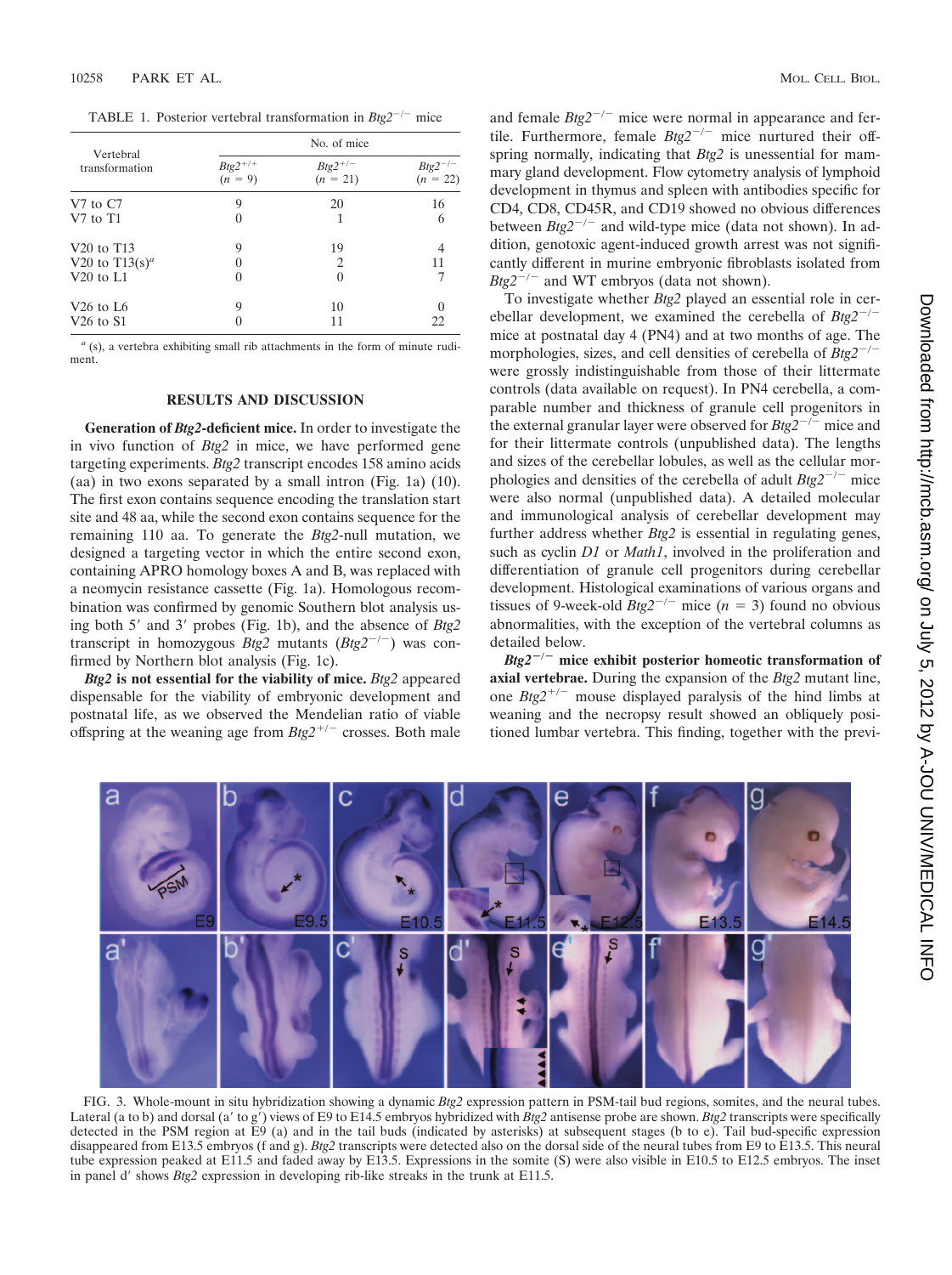TABLE 1. Posterior vertebral transformation in *Btg2*$^{-/-}$ mice

| Vertebral transformation | No. of mice | | |
|---|---|---|---|
| | *Btg2*$^{+/+}$ ($n$ = 9) | *Btg2*$^{+/-}$ ($n$ = 21) | *Btg2*$^{-/-}$ ($n$ = 22) |
| V7 to C7 | 9 | 20 | 16 |
| V7 to T1 | 0 | 1 | 6 |
| V20 to T13 | 9 | 19 | 4 |
| V20 to T13(s)[a] | 0 | 2 | 11 |
| V20 to L1 | 0 | 0 | 7 |
| V26 to L6 | 9 | 10 | 0 |
| V26 to S1 | 0 | 11 | 22 |

[a] (s), a vertebra exhibiting small rib attachments in the form of minute rudiment.

## RESULTS AND DISCUSSION

**Generation of *Btg2*-deficient mice.** In order to investigate the in vivo function of *Btg2* in mice, we have performed gene targeting experiments. *Btg2* transcript encodes 158 amino acids (aa) in two exons separated by a small intron (Fig. 1a) (10). The first exon contains sequence encoding the translation start site and 48 aa, while the second exon contains sequence for the remaining 110 aa. To generate the *Btg2*-null mutation, we designed a targeting vector in which the entire second exon, containing APRO homology boxes A and B, was replaced with a neomycin resistance cassette (Fig. 1a). Homologous recombination was confirmed by genomic Southern blot analysis using both 5′ and 3′ probes (Fig. 1b), and the absence of *Btg2* transcript in homozygous *Btg2* mutants (*Btg2*$^{-/-}$) was confirmed by Northern blot analysis (Fig. 1c).

***Btg2* is not essential for the viability of mice.** *Btg2* appeared dispensable for the viability of embryonic development and postnatal life, as we observed the Mendelian ratio of viable offspring at the weaning age from *Btg2*$^{+/-}$ crosses. Both male and female *Btg2*$^{-/-}$ mice were normal in appearance and fertile. Furthermore, female *Btg2*$^{-/-}$ mice nurtured their offspring normally, indicating that *Btg2* is unessential for mammary gland development. Flow cytometry analysis of lymphoid development in thymus and spleen with antibodies specific for CD4, CD8, CD45R, and CD19 showed no obvious differences between *Btg2*$^{-/-}$ and wild-type mice (data not shown). In addition, genotoxic agent-induced growth arrest was not significantly different in murine embryonic fibroblasts isolated from *Btg2*$^{-/-}$ and WT embryos (data not shown).

To investigate whether *Btg2* played an essential role in cerebellar development, we examined the cerebella of *Btg2*$^{-/-}$ mice at postnatal day 4 (PN4) and at two months of age. The morphologies, sizes, and cell densities of cerebella of *Btg2*$^{-/-}$ were grossly indistinguishable from those of their littermate controls (data available on request). In PN4 cerebella, a comparable number and thickness of granule cell progenitors in the external granular layer were observed for *Btg2*$^{-/-}$ mice and for their littermate controls (unpublished data). The lengths and sizes of the cerebellar lobules, as well as the cellular morphologies and densities of the cerebella of adult *Btg2*$^{-/-}$ mice were also normal (unpublished data). A detailed molecular and immunological analysis of cerebellar development may further address whether *Btg2* is essential in regulating genes, such as cyclin *D1* or *Math1*, involved in the proliferation and differentiation of granule cell progenitors during cerebellar development. Histological examinations of various organs and tissues of 9-week-old *Btg2*$^{-/-}$ mice ($n$ = 3) found no obvious abnormalities, with the exception of the vertebral columns as detailed below.

***Btg2*$^{-/-}$ mice exhibit posterior homeotic transformation of axial vertebrae.** During the expansion of the *Btg2* mutant line, one *Btg2*$^{+/-}$ mouse displayed paralysis of the hind limbs at weaning and the necropsy result showed an obliquely positioned lumbar vertebra. This finding, together with the previ-

FIG. 3. Whole-mount in situ hybridization showing a dynamic *Btg2* expression pattern in PSM-tail bud regions, somites, and the neural tubes. Lateral (a to b) and dorsal (a′ to g′) views of E9 to E14.5 embryos hybridized with *Btg2* antisense probe are shown. *Btg2* transcripts were specifically detected in the PSM region at E9 (a) and in the tail buds (indicated by asterisks) at subsequent stages (b to e). Tail bud-specific expression disappeared from E13.5 embryos (f and g). *Btg2* transcripts were detected also on the dorsal side of the neural tubes from E9 to E13.5. This neural tube expression peaked at E11.5 and faded away by E13.5. Expressions in the somite (S) were also visible in E10.5 to E12.5 embryos. The inset in panel d′ shows *Btg2* expression in developing rib-like streaks in the trunk at E11.5.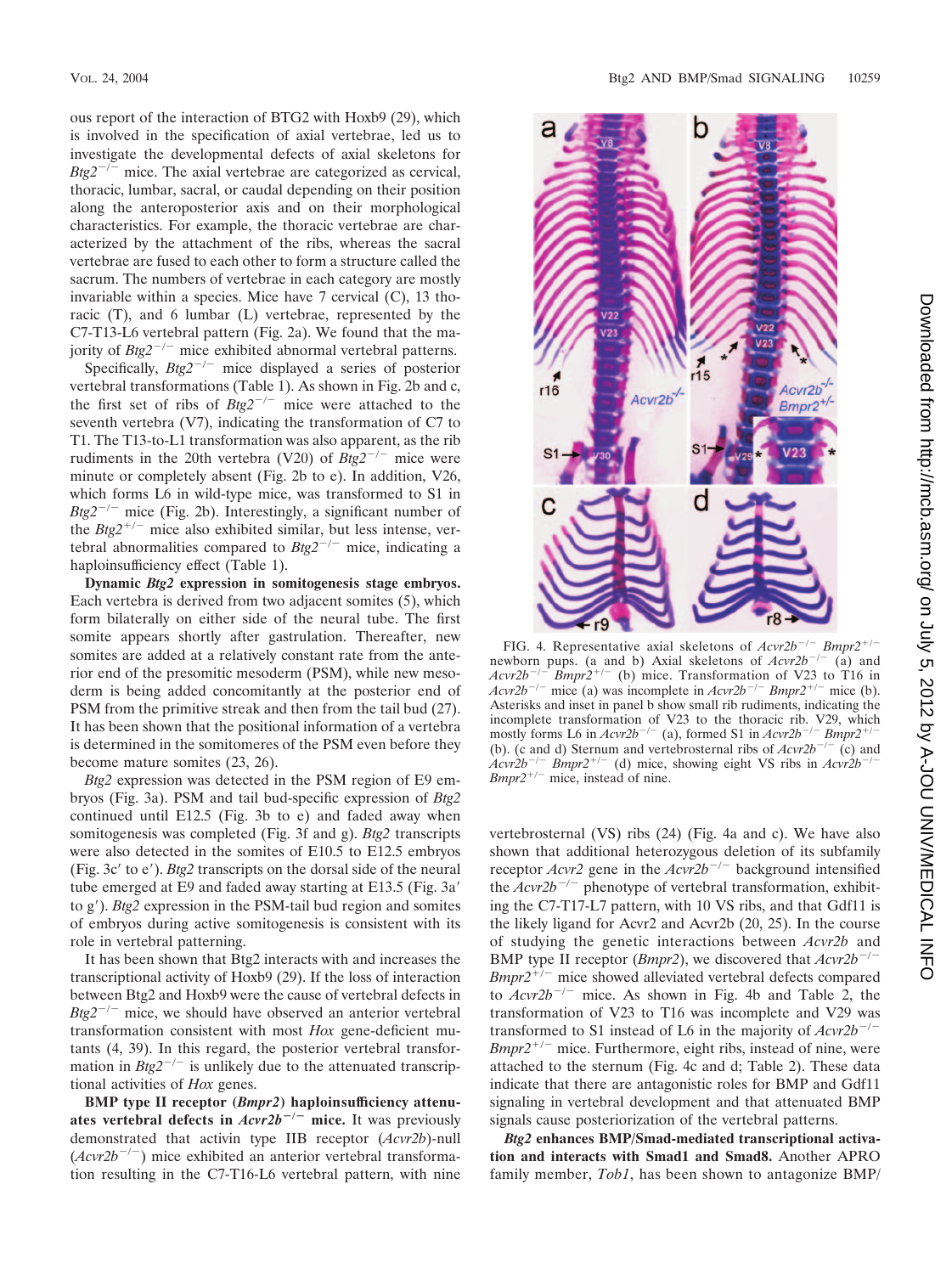ous report of the interaction of BTG2 with Hoxb9 (29), which is involved in the specification of axial vertebrae, led us to investigate the developmental defects of axial skeletons for *Btg2*$^{-/-}$ mice. The axial vertebrae are categorized as cervical, thoracic, lumbar, sacral, or caudal depending on their position along the anteroposterior axis and on their morphological characteristics. For example, the thoracic vertebrae are characterized by the attachment of the ribs, whereas the sacral vertebrae are fused to each other to form a structure called the sacrum. The numbers of vertebrae in each category are mostly invariable within a species. Mice have 7 cervical (C), 13 thoracic (T), and 6 lumbar (L) vertebrae, represented by the C7-T13-L6 vertebral pattern (Fig. 2a). We found that the majority of *Btg2*$^{-/-}$ mice exhibited abnormal vertebral patterns.

Specifically, *Btg2*$^{-/-}$ mice displayed a series of posterior vertebral transformations (Table 1). As shown in Fig. 2b and c, the first set of ribs of *Btg2*$^{-/-}$ mice were attached to the seventh vertebra (V7), indicating the transformation of C7 to T1. The T13-to-L1 transformation was also apparent, as the rib rudiments in the 20th vertebra (V20) of *Btg2*$^{-/-}$ mice were minute or completely absent (Fig. 2b to e). In addition, V26, which forms L6 in wild-type mice, was transformed to S1 in *Btg2*$^{-/-}$ mice (Fig. 2b). Interestingly, a significant number of the *Btg2*$^{+/-}$ mice also exhibited similar, but less intense, vertebral abnormalities compared to *Btg2*$^{-/-}$ mice, indicating a haploinsufficiency effect (Table 1).

**Dynamic *Btg2* expression in somitogenesis stage embryos.** Each vertebra is derived from two adjacent somites (5), which form bilaterally on either side of the neural tube. The first somite appears shortly after gastrulation. Thereafter, new somites are added at a relatively constant rate from the anterior end of the presomitic mesoderm (PSM), while new mesoderm is being added concomitantly at the posterior end of PSM from the primitive streak and then from the tail bud (27). It has been shown that the positional information of a vertebra is determined in the somitomeres of the PSM even before they become mature somites (23, 26).

*Btg2* expression was detected in the PSM region of E9 embryos (Fig. 3a). PSM and tail bud-specific expression of *Btg2* continued until E12.5 (Fig. 3b to e) and faded away when somitogenesis was completed (Fig. 3f and g). *Btg2* transcripts were also detected in the somites of E10.5 to E12.5 embryos (Fig. 3c′ to e′). *Btg2* transcripts on the dorsal side of the neural tube emerged at E9 and faded away starting at E13.5 (Fig. 3a′ to g′). *Btg2* expression in the PSM-tail bud region and somites of embryos during active somitogenesis is consistent with its role in vertebral patterning.

It has been shown that Btg2 interacts with and increases the transcriptional activity of Hoxb9 (29). If the loss of interaction between Btg2 and Hoxb9 were the cause of vertebral defects in *Btg2*$^{-/-}$ mice, we should have observed an anterior vertebral transformation consistent with most *Hox* gene-deficient mutants (4, 39). In this regard, the posterior vertebral transformation in *Btg2*$^{-/-}$ is unlikely due to the attenuated transcriptional activities of *Hox* genes.

**BMP type II receptor (*Bmpr2*) haploinsufficiency attenuates vertebral defects in *Acvr2b*$^{-/-}$ mice.** It was previously demonstrated that activin type IIB receptor (*Acvr2b*)-null (*Acvr2b*$^{-/-}$) mice exhibited an anterior vertebral transformation resulting in the C7-T16-L6 vertebral pattern, with nine vertebrosternal (VS) ribs (24) (Fig. 4a and c). We have also shown that additional heterozygous deletion of its subfamily receptor *Acvr2* gene in the *Acvr2b*$^{-/-}$ background intensified the *Acvr2b*$^{-/-}$ phenotype of vertebral transformation, exhibiting the C7-T17-L7 pattern, with 10 VS ribs, and that Gdf11 is the likely ligand for Acvr2 and Acvr2b (20, 25). In the course of studying the genetic interactions between *Acvr2b* and BMP type II receptor (*Bmpr2*), we discovered that *Acvr2b*$^{-/-}$ *Bmpr2*$^{+/-}$ mice showed alleviated vertebral defects compared to *Acvr2b*$^{-/-}$ mice. As shown in Fig. 4b and Table 2, the transformation of V23 to T16 was incomplete and V29 was transformed to S1 instead of L6 in the majority of *Acvr2b*$^{-/-}$ *Bmpr2*$^{+/-}$ mice. Furthermore, eight ribs, instead of nine, were attached to the sternum (Fig. 4c and d; Table 2). These data indicate that there are antagonistic roles for BMP and Gdf11 signaling in vertebral development and that attenuated BMP signals cause posteriorization of the vertebral patterns.

**Btg2 enhances BMP/Smad-mediated transcriptional activation and interacts with Smad1 and Smad8.** Another APRO family member, *Tob1*, has been shown to antagonize BMP/

FIG. 4. Representative axial skeletons of *Acvr2b*$^{-/-}$ *Bmpr2*$^{+/-}$ newborn pups. (a and b) Axial skeletons of *Acvr2b*$^{-/-}$ (a) and *Acvr2b*$^{-/-}$ *Bmpr2*$^{+/-}$ (b) mice. Transformation of V23 to T16 in *Acvr2b*$^{-/-}$ mice (a) was incomplete in *Acvr2b*$^{-/-}$ *Bmpr2*$^{+/-}$ mice (b). Asterisks and inset in panel b show small rib rudiments, indicating the incomplete transformation of V23 to the thoracic rib. V29, which mostly forms L6 in *Acvr2b*$^{-/-}$ (a), formed S1 in *Acvr2b*$^{-/-}$ *Bmpr2*$^{+/-}$ (b). (c and d) Sternum and vertebrosternal ribs of *Acvr2b*$^{-/-}$ (c) and *Acvr2b*$^{-/-}$ *Bmpr2*$^{+/-}$ (d) mice, showing eight VS ribs in *Acvr2b*$^{-/-}$ *Bmpr2*$^{+/-}$ mice, instead of nine.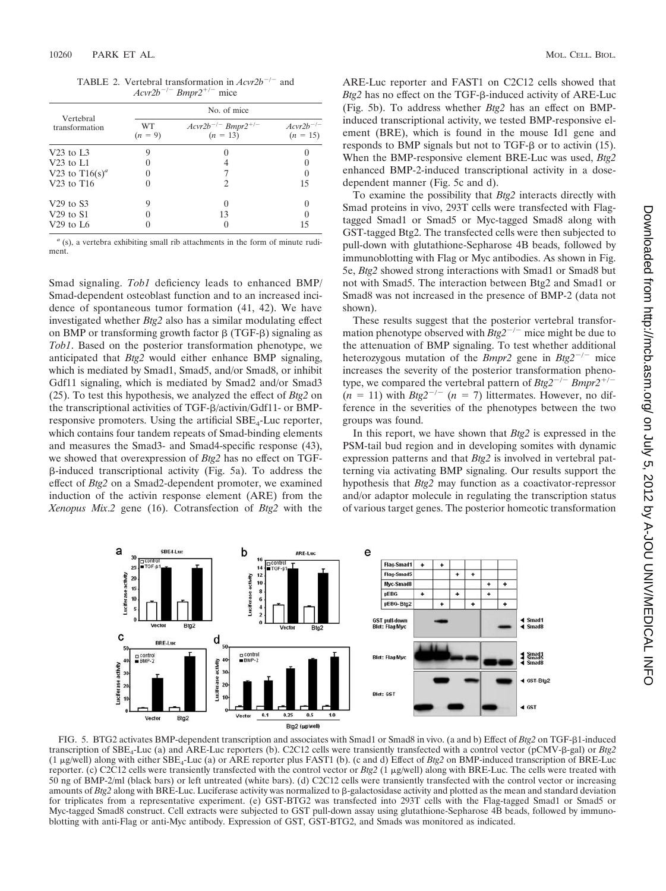TABLE 2. Vertebral transformation in $Acvr2b^{-/-}$ and $Acvr2b^{-/-}$ $Bmpr2^{+/-}$ mice

| Vertebral transformation | No. of mice | | |
|---|---|---|---|
| | WT ($n$ = 9) | $Acvr2b^{-/-}$ $Bmpr2^{+/-}$ ($n$ = 13) | $Acvr2b^{-/-}$ ($n$ = 15) |
| V23 to L3 | 9 | 0 | 0 |
| V23 to L1 | 0 | 4 | 0 |
| V23 to T16(s)[a] | 0 | 7 | 0 |
| V23 to T16 | 0 | 2 | 15 |
| V29 to S3 | 9 | 0 | 0 |
| V29 to S1 | 0 | 13 | 0 |
| V29 to L6 | 0 | 0 | 15 |

[a] (s), a vertebra exhibiting small rib attachments in the form of minute rudiment.

Smad signaling. *Tob1* deficiency leads to enhanced BMP/Smad-dependent osteoblast function and to an increased incidence of spontaneous tumor formation (41, 42). We have investigated whether *Btg2* also has a similar modulating effect on BMP or transforming growth factor β (TGF-β) signaling as *Tob1*. Based on the posterior transformation phenotype, we anticipated that *Btg2* would either enhance BMP signaling, which is mediated by Smad1, Smad5, and/or Smad8, or inhibit Gdf11 signaling, which is mediated by Smad2 and/or Smad3 (25). To test this hypothesis, we analyzed the effect of *Btg2* on the transcriptional activities of TGF-β/activin/Gdf11- or BMP-responsive promoters. Using the artificial $SBE_4$-Luc reporter, which contains four tandem repeats of Smad-binding elements and measures the Smad3- and Smad4-specific response (43), we showed that overexpression of *Btg2* has no effect on TGF-β-induced transcriptional activity (Fig. 5a). To address the effect of *Btg2* on a Smad2-dependent promoter, we examined induction of the activin response element (ARE) from the *Xenopus Mix.2* gene (16). Cotransfection of *Btg2* with the ARE-Luc reporter and FAST1 on C2C12 cells showed that *Btg2* has no effect on the TGF-β-induced activity of ARE-Luc (Fig. 5b). To address whether *Btg2* has an effect on BMP-induced transcriptional activity, we tested BMP-responsive element (BRE), which is found in the mouse Id1 gene and responds to BMP signals but not to TGF-β or to activin (15). When the BMP-responsive element BRE-Luc was used, *Btg2* enhanced BMP-2-induced transcriptional activity in a dose-dependent manner (Fig. 5c and d).

To examine the possibility that *Btg2* interacts directly with Smad proteins in vivo, 293T cells were transfected with Flag-tagged Smad1 or Smad5 or Myc-tagged Smad8 along with GST-tagged Btg2. The transfected cells were then subjected to pull-down with glutathione-Sepharose 4B beads, followed by immunoblotting with Flag or Myc antibodies. As shown in Fig. 5e, *Btg2* showed strong interactions with Smad1 or Smad8 but not with Smad5. The interaction between Btg2 and Smad1 or Smad8 was not increased in the presence of BMP-2 (data not shown).

These results suggest that the posterior vertebral transformation phenotype observed with $Btg2^{-/-}$ mice might be due to the attenuation of BMP signaling. To test whether additional heterozygous mutation of the *Bmpr2* gene in $Btg2^{-/-}$ mice increases the severity of the posterior transformation phenotype, we compared the vertebral pattern of $Btg2^{-/-}$ $Bmpr2^{+/-}$ ($n$ = 11) with $Btg2^{-/-}$ ($n$ = 7) littermates. However, no difference in the severities of the phenotypes between the two groups was found.

In this report, we have shown that *Btg2* is expressed in the PSM-tail bud region and in developing somites with dynamic expression patterns and that *Btg2* is involved in vertebral patterning via activating BMP signaling. Our results support the hypothesis that *Btg2* may function as a coactivator-repressor and/or adaptor molecule in regulating the transcription status of various target genes. The posterior homeotic transformation

FIG. 5. BTG2 activates BMP-dependent transcription and associates with Smad1 or Smad8 in vivo. (a and b) Effect of *Btg2* on TGF-β1-induced transcription of $SBE_4$-Luc (a) and ARE-Luc reporters (b). C2C12 cells were transiently transfected with a control vector (pCMV-β-gal) or *Btg2* (1 μg/well) along with either $SBE_4$-Luc (a) or ARE reporter plus FAST1 (b). (c and d) Effect of *Btg2* on BMP-induced transcription of BRE-Luc reporter. (c) C2C12 cells were transiently transfected with the control vector or *Btg2* (1 μg/well) along with BRE-Luc. The cells were treated with 50 ng of BMP-2/ml (black bars) or left untreated (white bars). (d) C2C12 cells were transiently transfected with the control vector or increasing amounts of *Btg2* along with BRE-Luc. Luciferase activity was normalized to β-galactosidase activity and plotted as the mean and standard deviation for triplicates from a representative experiment. (e) GST-BTG2 was transfected into 293T cells with the Flag-tagged Smad1 or Smad5 or Myc-tagged Smad8 construct. Cell extracts were subjected to GST pull-down assay using glutathione-Sepharose 4B beads, followed by immunoblotting with anti-Flag or anti-Myc antibody. Expression of GST, GST-BTG2, and Smads was monitored as indicated.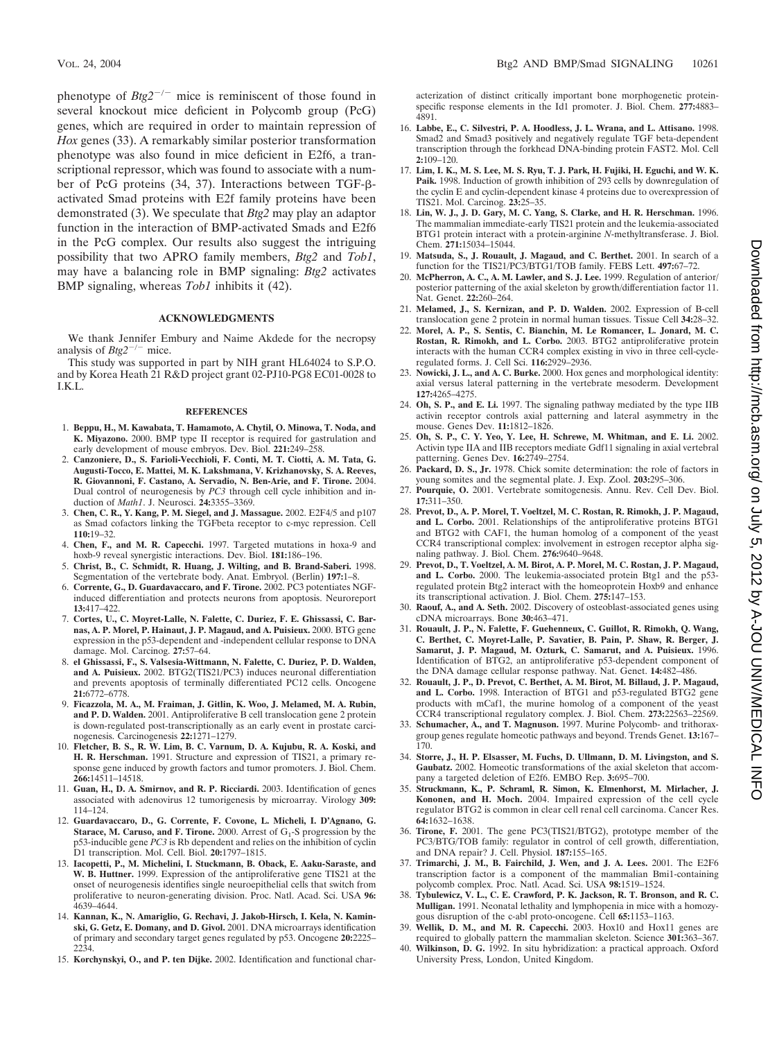phenotype of *Btg2*$^{-/-}$ mice is reminiscent of those found in several knockout mice deficient in Polycomb group (PcG) genes, which are required in order to maintain repression of *Hox* genes (33). A remarkably similar posterior transformation phenotype was also found in mice deficient in E2f6, a transcriptional repressor, which was found to associate with a number of PcG proteins (34, 37). Interactions between TGF-β-activated Smad proteins with E2f family proteins have been demonstrated (3). We speculate that *Btg2* may play an adaptor function in the interaction of BMP-activated Smads and E2f6 in the PcG complex. Our results also suggest the intriguing possibility that two APRO family members, *Btg2* and *Tob1*, may have a balancing role in BMP signaling: *Btg2* activates BMP signaling, whereas *Tob1* inhibits it (42).

## ACKNOWLEDGMENTS

We thank Jennifer Embury and Naime Akdede for the necropsy analysis of *Btg2*$^{-/-}$ mice.

This study was supported in part by NIH grant HL64024 to S.P.O. and by Korea Heath 21 R&D project grant 02-PJ10-PG8 EC01-0028 to I.K.L.

## REFERENCES

1. **Beppu, H., M. Kawabata, T. Hamamoto, A. Chytil, O. Minowa, T. Noda, and K. Miyazono.** 2000. BMP type II receptor is required for gastrulation and early development of mouse embryos. Dev. Biol. **221:**249–258.
2. **Canzoniere, D., S. Farioli-Vecchioli, F. Conti, M. T. Ciotti, A. M. Tata, G. Augusti-Tocco, E. Mattei, M. K. Lakshmana, V. Krizhanovsky, S. A. Reeves, R. Giovannoni, F. Castano, A. Servadio, N. Ben-Arie, and F. Tirone.** 2004. Dual control of neurogenesis by *PC3* through cell cycle inhibition and induction of *Math1*. J. Neurosci. **24:**3355–3369.
3. **Chen, C. R., Y. Kang, P. M. Siegel, and J. Massague.** 2002. E2F4/5 and p107 as Smad cofactors linking the TGFbeta receptor to c-myc repression. Cell **110:**19–32.
4. **Chen, F., and M. R. Capecchi.** 1997. Targeted mutations in hoxa-9 and hoxb-9 reveal synergistic interactions. Dev. Biol. **181:**186–196.
5. **Christ, B., C. Schmidt, R. Huang, J. Wilting, and B. Brand-Saberi.** 1998. Segmentation of the vertebrate body. Anat. Embryol. (Berlin) **197:**1–8.
6. **Corrente, G., D. Guardavaccaro, and F. Tirone.** 2002. PC3 potentiates NGF-induced differentiation and protects neurons from apoptosis. Neuroreport **13:**417–422.
7. **Cortes, U., C. Moyret-Lalle, N. Falette, C. Duriez, F. E. Ghissassi, C. Barnas, A. P. Morel, P. Hainaut, J. P. Magaud, and A. Puisieux.** 2000. BTG gene expression in the p53-dependent and -independent cellular response to DNA damage. Mol. Carcinog. **27:**57–64.
8. **el Ghissassi, F., S. Valsesia-Wittmann, N. Falette, C. Duriez, P. D. Walden, and A. Puisieux.** 2002. BTG2(TIS21/PC3) induces neuronal differentiation and prevents apoptosis of terminally differentiated PC12 cells. Oncogene **21:**6772–6778.
9. **Ficazzola, M. A., M. Fraiman, J. Gitlin, K. Woo, J. Melamed, M. A. Rubin, and P. D. Walden.** 2001. Antiproliferative B cell translocation gene 2 protein is down-regulated post-transcriptionally as an early event in prostate carcinogenesis. Carcinogenesis **22:**1271–1279.
10. **Fletcher, B. S., R. W. Lim, B. C. Varnum, D. A. Kujubu, R. A. Koski, and H. R. Herschman.** 1991. Structure and expression of TIS21, a primary response gene induced by growth factors and tumor promoters. J. Biol. Chem. **266:**14511–14518.
11. **Guan, H., D. A. Smirnov, and R. P. Ricciardi.** 2003. Identification of genes associated with adenovirus 12 tumorigenesis by microarray. Virology **309:**114–124.
12. **Guardavaccaro, D., G. Corrente, F. Covone, L. Micheli, I. D'Agnano, G. Starace, M. Caruso, and F. Tirone.** 2000. Arrest of $G_1$-S progression by the p53-inducible gene *PC3* is Rb dependent and relies on the inhibition of cyclin D1 transcription. Mol. Cell. Biol. **20:**1797–1815.
13. **Iacopetti, P., M. Michelini, I. Stuckmann, B. Oback, E. Aaku-Saraste, and W. B. Huttner.** 1999. Expression of the antiproliferative gene TIS21 at the onset of neurogenesis identifies single neuroepithelial cells that switch from proliferative to neuron-generating division. Proc. Natl. Acad. Sci. USA **96:**4639–4644.
14. **Kannan, K., N. Amariglio, G. Rechavi, J. Jakob-Hirsch, I. Kela, N. Kaminski, G. Getz, E. Domany, and D. Givol.** 2001. DNA microarrays identification of primary and secondary target genes regulated by p53. Oncogene **20:**2225–2234.
15. **Korchynskyi, O., and P. ten Dijke.** 2002. Identification and functional characterization of distinct critically important bone morphogenetic protein-specific response elements in the Id1 promoter. J. Biol. Chem. **277:**4883–4891.
16. **Labbe, E., C. Silvestri, P. A. Hoodless, J. L. Wrana, and L. Attisano.** 1998. Smad2 and Smad3 positively and negatively regulate TGF beta-dependent transcription through the forkhead DNA-binding protein FAST2. Mol. Cell **2:**109–120.
17. **Lim, I. K., M. S. Lee, M. S. Ryu, T. J. Park, H. Fujiki, H. Eguchi, and W. K. Paik.** 1998. Induction of growth inhibition of 293 cells by downregulation of the cyclin E and cyclin-dependent kinase 4 proteins due to overexpression of TIS21. Mol. Carcinog. **23:**25–35.
18. **Lin, W. J., J. D. Gary, M. C. Yang, S. Clarke, and H. R. Herschman.** 1996. The mammalian immediate-early TIS21 protein and the leukemia-associated BTG1 protein interact with a protein-arginine *N*-methyltransferase. J. Biol. Chem. **271:**15034–15044.
19. **Matsuda, S., J. Rouault, J. Magaud, and C. Berthet.** 2001. In search of a function for the TIS21/PC3/BTG1/TOB family. FEBS Lett. **497:**67–72.
20. **McPherron, A. C., A. M. Lawler, and S. J. Lee.** 1999. Regulation of anterior/posterior patterning of the axial skeleton by growth/differentiation factor 11. Nat. Genet. **22:**260–264.
21. **Melamed, J., S. Kernizan, and P. D. Walden.** 2002. Expression of B-cell translocation gene 2 protein in normal human tissues. Tissue Cell **34:**28–32.
22. **Morel, A. P., S. Sentis, C. Bianchin, M. Le Romancer, L. Jonard, M. C. Rostan, R. Rimokh, and L. Corbo.** 2003. BTG2 antiproliferative protein interacts with the human CCR4 complex existing in vivo in three cell-cycle-regulated forms. J. Cell Sci. **116:**2929–2936.
23. **Nowicki, J. L., and A. C. Burke.** 2000. Hox genes and morphological identity: axial versus lateral patterning in the vertebrate mesoderm. Development **127:**4265–4275.
24. **Oh, S. P., and E. Li.** 1997. The signaling pathway mediated by the type IIB activin receptor controls axial patterning and lateral asymmetry in the mouse. Genes Dev. **11:**1812–1826.
25. **Oh, S. P., C. Y. Yeo, Y. Lee, H. Schrewe, M. Whitman, and E. Li.** 2002. Activin type IIA and IIB receptors mediate Gdf11 signaling in axial vertebral patterning. Genes Dev. **16:**2749–2754.
26. **Packard, D. S., Jr.** 1978. Chick somite determination: the role of factors in young somites and the segmental plate. J. Exp. Zool. **203:**295–306.
27. **Pourquie, O.** 2001. Vertebrate somitogenesis. Annu. Rev. Cell Dev. Biol. **17:**311–350.
28. **Prevot, D., A. P. Morel, T. Voeltzel, M. C. Rostan, R. Rimokh, J. P. Magaud, and L. Corbo.** 2001. Relationships of the antiproliferative proteins BTG1 and BTG2 with CAF1, the human homolog of a component of the yeast CCR4 transcriptional complex: involvement in estrogen receptor alpha signaling pathway. J. Biol. Chem. **276:**9640–9648.
29. **Prevot, D., T. Voeltzel, A. M. Birot, A. P. Morel, M. C. Rostan, J. P. Magaud, and L. Corbo.** 2000. The leukemia-associated protein Btg1 and the p53-regulated protein Btg2 interact with the homeoprotein Hoxb9 and enhance its transcriptional activation. J. Biol. Chem. **275:**147–153.
30. **Raouf, A., and A. Seth.** 2002. Discovery of osteoblast-associated genes using cDNA microarrays. Bone **30:**463–471.
31. **Rouault, J. P., N. Falette, F. Guehenneux, C. Guillot, R. Rimokh, Q. Wang, C. Berthet, C. Moyret-Lalle, P. Savatier, B. Pain, P. Shaw, R. Berger, J. Samarut, J. P. Magaud, M. Ozturk, C. Samarut, and A. Puisieux.** 1996. Identification of BTG2, an antiproliferative p53-dependent component of the DNA damage cellular response pathway. Nat. Genet. **14:**482–486.
32. **Rouault, J. P., D. Prevot, C. Berthet, A. M. Birot, M. Billaud, J. P. Magaud, and L. Corbo.** 1998. Interaction of BTG1 and p53-regulated BTG2 gene products with mCaf1, the murine homolog of a component of the yeast CCR4 transcriptional regulatory complex. J. Biol. Chem. **273:**22563–22569.
33. **Schumacher, A., and T. Magnuson.** 1997. Murine Polycomb- and trithorax-group genes regulate homeotic pathways and beyond. Trends Genet. **13:**167–170.
34. **Storre, J., H. P. Elsasser, M. Fuchs, D. Ullmann, D. M. Livingston, and S. Gaubatz.** 2002. Homeotic transformations of the axial skeleton that accompany a targeted deletion of E2f6. EMBO Rep. **3:**695–700.
35. **Struckmann, K., P. Schraml, R. Simon, K. Elmenhorst, M. Mirlacher, J. Kononen, and H. Moch.** 2004. Impaired expression of the cell cycle regulator BTG2 is common in clear cell renal cell carcinoma. Cancer Res. **64:**1632–1638.
36. **Tirone, F.** 2001. The gene PC3(TIS21/BTG2), prototype member of the PC3/BTG/TOB family: regulator in control of cell growth, differentiation, and DNA repair? J. Cell. Physiol. **187:**155–165.
37. **Trimarchi, J. M., B. Fairchild, J. Wen, and J. A. Lees.** 2001. The E2F6 transcription factor is a component of the mammalian Bmi1-containing polycomb complex. Proc. Natl. Acad. Sci. USA **98:**1519–1524.
38. **Tybulewicz, V. L., C. E. Crawford, P. K. Jackson, R. T. Bronson, and R. C. Mulligan.** 1991. Neonatal lethality and lymphopenia in mice with a homozygous disruption of the c-abl proto-oncogene. Cell **65:**1153–1163.
39. **Wellik, D. M., and M. R. Capecchi.** 2003. Hox10 and Hox11 genes are required to globally pattern the mammalian skeleton. Science **301:**363–367.
40. **Wilkinson, D. G.** 1992. In situ hybridization: a practical approach. Oxford University Press, London, United Kingdom.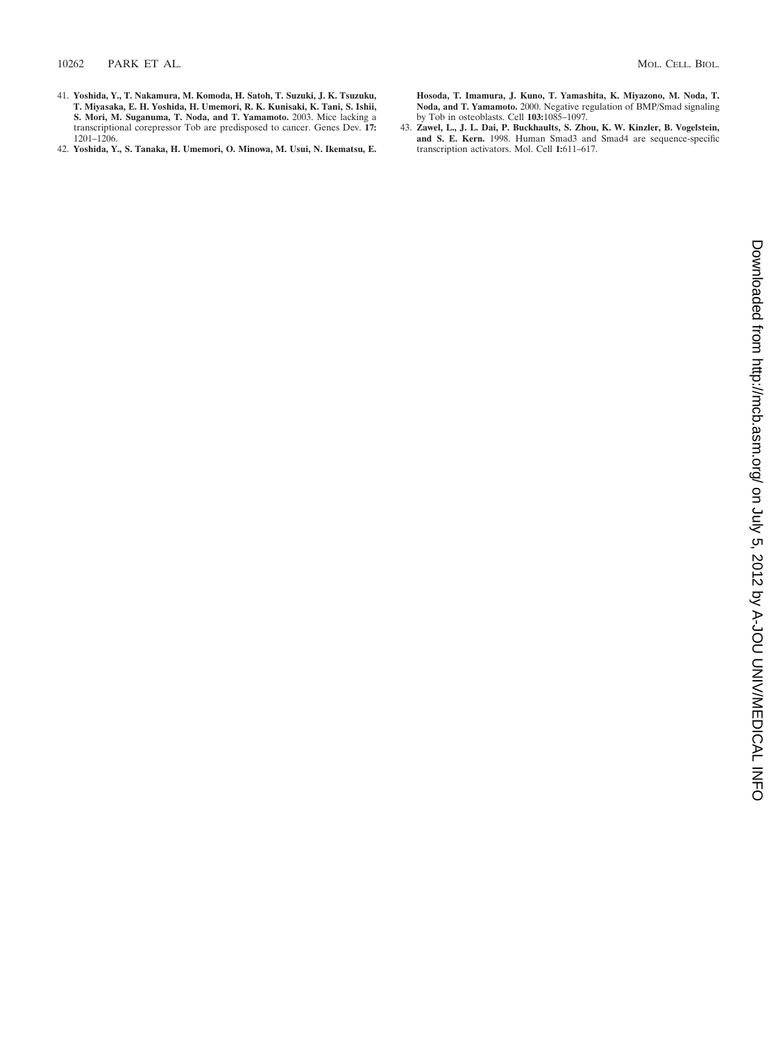41. **Yoshida, Y., T. Nakamura, M. Komoda, H. Satoh, T. Suzuki, J. K. Tsuzuku, T. Miyasaka, E. H. Yoshida, H. Umemori, R. K. Kunisaki, K. Tani, S. Ishii, S. Mori, M. Suganuma, T. Noda, and T. Yamamoto.** 2003. Mice lacking a transcriptional corepressor Tob are predisposed to cancer. Genes Dev. **17:** 1201–1206.
42. **Yoshida, Y., S. Tanaka, H. Umemori, O. Minowa, M. Usui, N. Ikematsu, E. Hosoda, T. Imamura, J. Kuno, T. Yamashita, K. Miyazono, M. Noda, T. Noda, and T. Yamamoto.** 2000. Negative regulation of BMP/Smad signaling by Tob in osteoblasts. Cell **103:**1085–1097.
43. **Zawel, L., J. L. Dai, P. Buckhaults, S. Zhou, K. W. Kinzler, B. Vogelstein, and S. E. Kern.** 1998. Human Smad3 and Smad4 are sequence-specific transcription activators. Mol. Cell **1:**611–617.